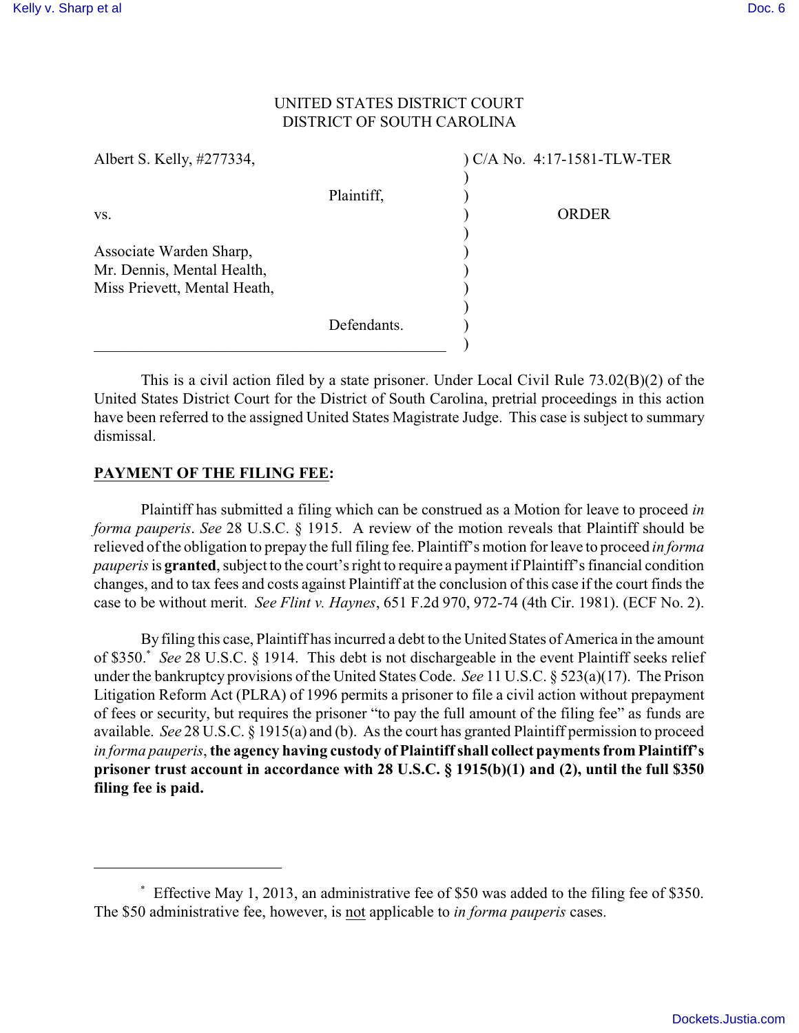UNITED STATES DISTRICT COURT
DISTRICT OF SOUTH CAROLINA

| | |
|---|---|
| Albert S. Kelly, #277334, | C/A No. 4:17-1581-TLW-TER |
| Plaintiff, | |
| vs. | ORDER |
| Associate Warden Sharp, Mr. Dennis, Mental Health, Miss Prievett, Mental Heath, | |
| Defendants. | |

This is a civil action filed by a state prisoner. Under Local Civil Rule 73.02(B)(2) of the United States District Court for the District of South Carolina, pretrial proceedings in this action have been referred to the assigned United States Magistrate Judge. This case is subject to summary dismissal.

**PAYMENT OF THE FILING FEE:**

Plaintiff has submitted a filing which can be construed as a Motion for leave to proceed *in forma pauperis*. *See* 28 U.S.C. § 1915. A review of the motion reveals that Plaintiff should be relieved of the obligation to prepay the full filing fee. Plaintiff's motion for leave to proceed *in forma pauperis* is **granted**, subject to the court's right to require a payment if Plaintiff's financial condition changes, and to tax fees and costs against Plaintiff at the conclusion of this case if the court finds the case to be without merit. *See Flint v. Haynes*, 651 F.2d 970, 972-74 (4th Cir. 1981). (ECF No. 2).

By filing this case, Plaintiff has incurred a debt to the United States of America in the amount of $350.[*] *See* 28 U.S.C. § 1914. This debt is not dischargeable in the event Plaintiff seeks relief under the bankruptcy provisions of the United States Code. *See* 11 U.S.C. § 523(a)(17). The Prison Litigation Reform Act (PLRA) of 1996 permits a prisoner to file a civil action without prepayment of fees or security, but requires the prisoner "to pay the full amount of the filing fee" as funds are available. *See* 28 U.S.C. § 1915(a) and (b). As the court has granted Plaintiff permission to proceed *in forma pauperis*, **the agency having custody of Plaintiff shall collect payments from Plaintiff's prisoner trust account in accordance with 28 U.S.C. § 1915(b)(1) and (2), until the full $350 filing fee is paid.**

[*] Effective May 1, 2013, an administrative fee of $50 was added to the filing fee of $350. The $50 administrative fee, however, is not applicable to *in forma pauperis* cases.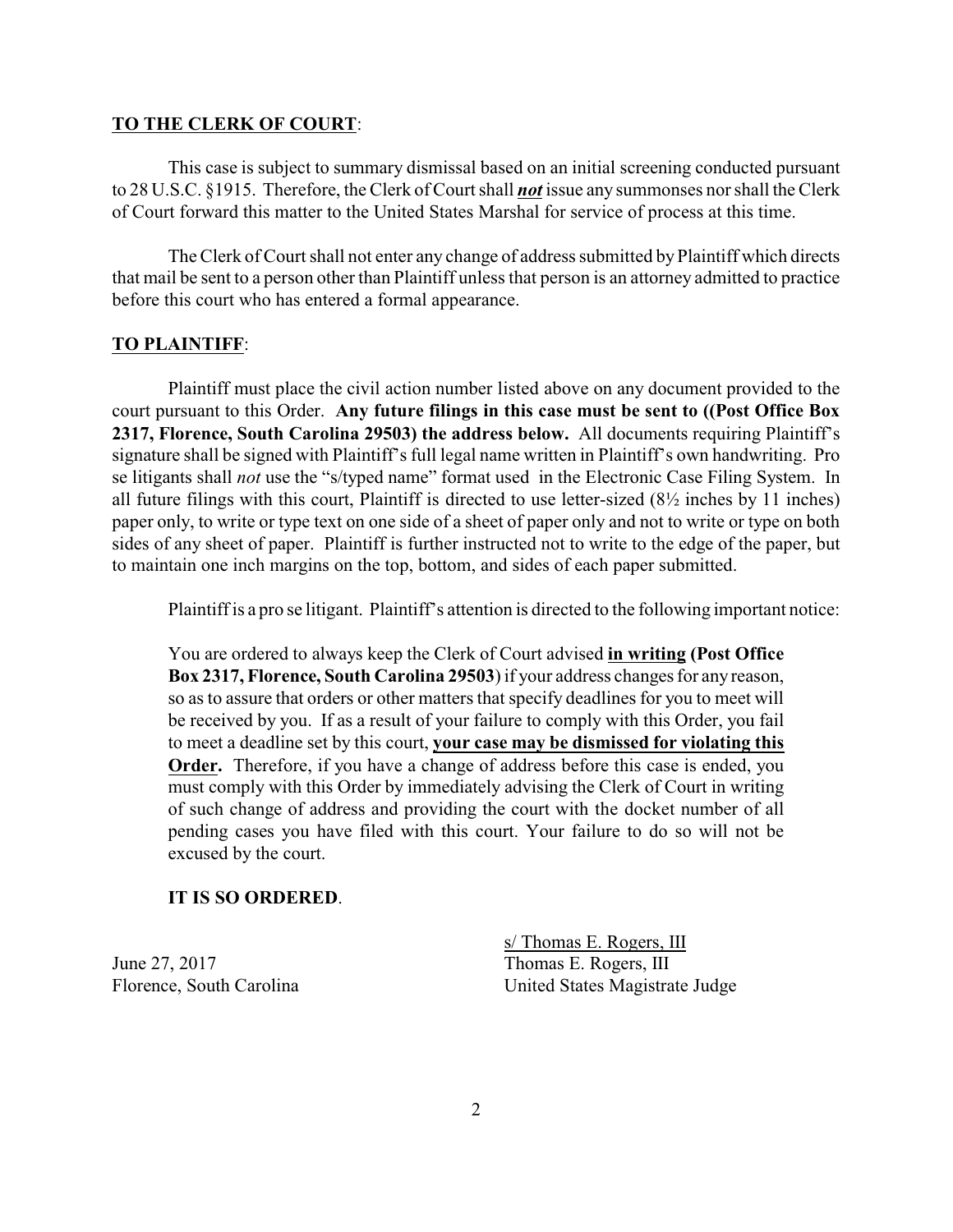**TO THE CLERK OF COURT**:

This case is subject to summary dismissal based on an initial screening conducted pursuant to 28 U.S.C. §1915. Therefore, the Clerk of Court shall ***not*** issue any summonses nor shall the Clerk of Court forward this matter to the United States Marshal for service of process at this time.

The Clerk of Court shall not enter any change of address submitted by Plaintiff which directs that mail be sent to a person other than Plaintiff unless that person is an attorney admitted to practice before this court who has entered a formal appearance.

**TO PLAINTIFF**:

Plaintiff must place the civil action number listed above on any document provided to the court pursuant to this Order. **Any future filings in this case must be sent to ((Post Office Box 2317, Florence, South Carolina 29503) the address below.** All documents requiring Plaintiff's signature shall be signed with Plaintiff's full legal name written in Plaintiff's own handwriting. Pro se litigants shall *not* use the "s/typed name" format used in the Electronic Case Filing System. In all future filings with this court, Plaintiff is directed to use letter-sized (8½ inches by 11 inches) paper only, to write or type text on one side of a sheet of paper only and not to write or type on both sides of any sheet of paper. Plaintiff is further instructed not to write to the edge of the paper, but to maintain one inch margins on the top, bottom, and sides of each paper submitted.

Plaintiff is a pro se litigant. Plaintiff's attention is directed to the following important notice:

> You are ordered to always keep the Clerk of Court advised **in writing** **(Post Office Box 2317, Florence, South Carolina 29503**) if your address changes for any reason, so as to assure that orders or other matters that specify deadlines for you to meet will be received by you. If as a result of your failure to comply with this Order, you fail to meet a deadline set by this court, **your case may be dismissed for violating this Order.** Therefore, if you have a change of address before this case is ended, you must comply with this Order by immediately advising the Clerk of Court in writing of such change of address and providing the court with the docket number of all pending cases you have filed with this court. Your failure to do so will not be excused by the court.

**IT IS SO ORDERED**.

s/ Thomas E. Rogers, III
Thomas E. Rogers, III
United States Magistrate Judge

June 27, 2017
Florence, South Carolina